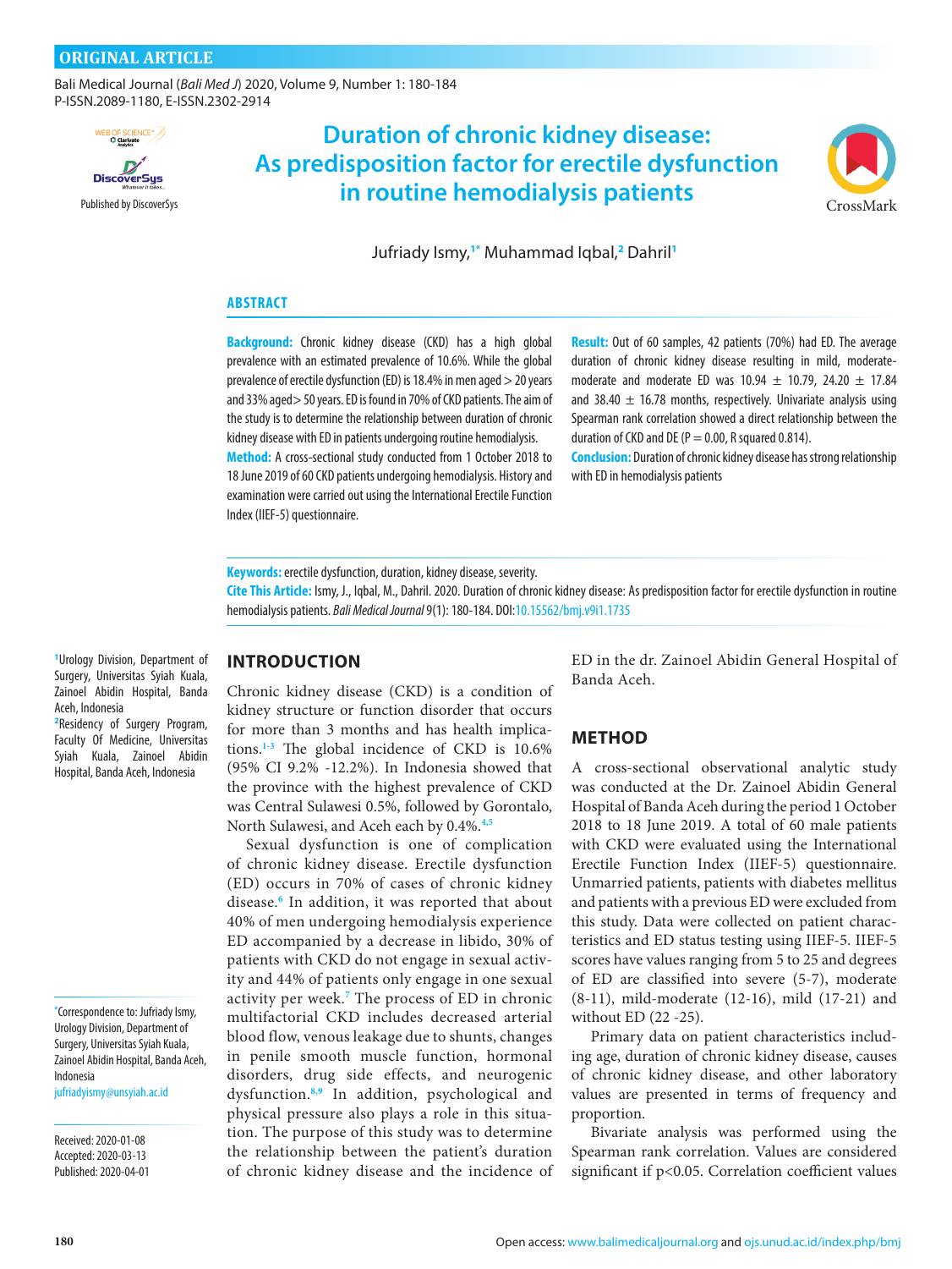ORIGINAL ARTICLE

# Duration of chronic kidney disease: As predisposition factor for erectile dysfunction in routine hemodialysis patients

Jufriady Ismy,[1*] Muhammad Iqbal,[2] Dahril[1]

## ABSTRACT

**Background:** Chronic kidney disease (CKD) has a high global prevalence with an estimated prevalence of 10.6%. While the global prevalence of erectile dysfunction (ED) is 18.4% in men aged > 20 years and 33% aged> 50 years. ED is found in 70% of CKD patients. The aim of the study is to determine the relationship between duration of chronic kidney disease with ED in patients undergoing routine hemodialysis.

**Method:** A cross-sectional study conducted from 1 October 2018 to 18 June 2019 of 60 CKD patients undergoing hemodialysis. History and examination were carried out using the International Erectile Function Index (IIEF-5) questionnaire.

**Result:** Out of 60 samples, 42 patients (70%) had ED. The average duration of chronic kidney disease resulting in mild, moderate-moderate and moderate ED was 10.94 ± 10.79, 24.20 ± 17.84 and 38.40 ± 16.78 months, respectively. Univariate analysis using Spearman rank correlation showed a direct relationship between the duration of CKD and DE (P = 0.00, R squared 0.814).

**Conclusion:** Duration of chronic kidney disease has strong relationship with ED in hemodialysis patients

**Keywords:** erectile dysfunction, duration, kidney disease, severity.

**Cite This Article:** Ismy, J., Iqbal, M., Dahril. 2020. Duration of chronic kidney disease: As predisposition factor for erectile dysfunction in routine hemodialysis patients. *Bali Medical Journal* 9(1): 180-184. DOI:10.15562/bmj.v9i1.1735

[1]Urology Division, Department of Surgery, Universitas Syiah Kuala, Zainoel Abidin Hospital, Banda Aceh, Indonesia
[2]Residency of Surgery Program, Faculty Of Medicine, Universitas Syiah Kuala, Zainoel Abidin Hospital, Banda Aceh, Indonesia

*Correspondence to: Jufriady Ismy, Urology Division, Department of Surgery, Universitas Syiah Kuala, Zainoel Abidin Hospital, Banda Aceh, Indonesia
jufriadyismy@unsyiah.ac.id

Received: 2020-01-08
Accepted: 2020-03-13
Published: 2020-04-01

## INTRODUCTION

Chronic kidney disease (CKD) is a condition of kidney structure or function disorder that occurs for more than 3 months and has health implications.[1-3] The global incidence of CKD is 10.6% (95% CI 9.2% -12.2%). In Indonesia showed that the province with the highest prevalence of CKD was Central Sulawesi 0.5%, followed by Gorontalo, North Sulawesi, and Aceh each by 0.4%.[4,5]

Sexual dysfunction is one of complication of chronic kidney disease. Erectile dysfunction (ED) occurs in 70% of cases of chronic kidney disease.[6] In addition, it was reported that about 40% of men undergoing hemodialysis experience ED accompanied by a decrease in libido, 30% of patients with CKD do not engage in sexual activity and 44% of patients only engage in one sexual activity per week.[7] The process of ED in chronic multifactorial CKD includes decreased arterial blood flow, venous leakage due to shunts, changes in penile smooth muscle function, hormonal disorders, drug side effects, and neurogenic dysfunction.[8,9] In addition, psychological and physical pressure also plays a role in this situation. The purpose of this study was to determine the relationship between the patient's duration of chronic kidney disease and the incidence of ED in the dr. Zainoel Abidin General Hospital of Banda Aceh.

## METHOD

A cross-sectional observational analytic study was conducted at the Dr. Zainoel Abidin General Hospital of Banda Aceh during the period 1 October 2018 to 18 June 2019. A total of 60 male patients with CKD were evaluated using the International Erectile Function Index (IIEF-5) questionnaire. Unmarried patients, patients with diabetes mellitus and patients with a previous ED were excluded from this study. Data were collected on patient characteristics and ED status testing using IIEF-5. IIEF-5 scores have values ranging from 5 to 25 and degrees of ED are classified into severe (5-7), moderate (8-11), mild-moderate (12-16), mild (17-21) and without ED (22 -25).

Primary data on patient characteristics including age, duration of chronic kidney disease, causes of chronic kidney disease, and other laboratory values are presented in terms of frequency and proportion.

Bivariate analysis was performed using the Spearman rank correlation. Values are considered significant if p<0.05. Correlation coefficient values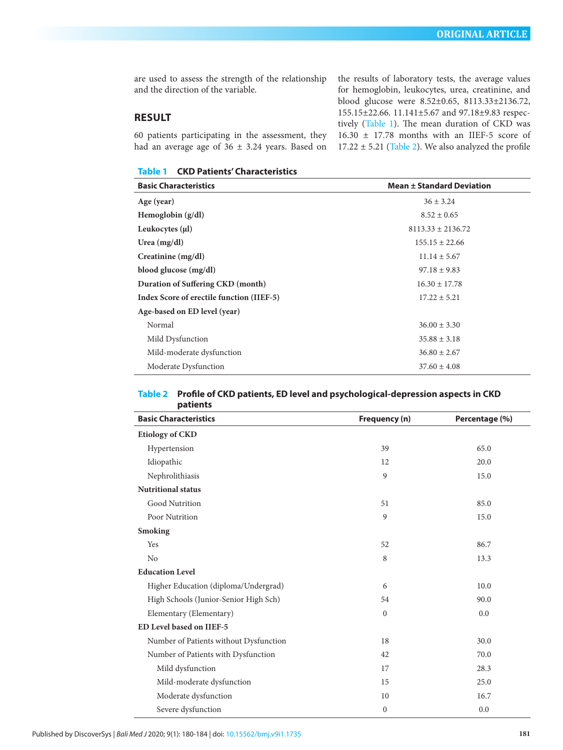are used to assess the strength of the relationship and the direction of the variable.

## RESULT

60 patients participating in the assessment, they had an average age of 36 ± 3.24 years. Based on the results of laboratory tests, the average values for hemoglobin, leukocytes, urea, creatinine, and blood glucose were 8.52±0.65, 8113.33±2136.72, 155.15±22.66. 11.141±5.67 and 97.18±9.83 respectively (Table 1). The mean duration of CKD was 16.30 ± 17.78 months with an IIEF-5 score of 17.22 ± 5.21 (Table 2). We also analyzed the profile

**Table 1 CKD Patients' Characteristics**

| Basic Characteristics | Mean ± Standard Deviation |
|---|---|
| **Age (year)** | 36 ± 3.24 |
| **Hemoglobin (g/dl)** | 8.52 ± 0.65 |
| **Leukocytes (µl)** | 8113.33 ± 2136.72 |
| **Urea (mg/dl)** | 155.15 ± 22.66 |
| **Creatinine (mg/dl)** | 11.14 ± 5.67 |
| **blood glucose (mg/dl)** | 97.18 ± 9.83 |
| **Duration of Suffering CKD (month)** | 16.30 ± 17.78 |
| **Index Score of erectile function (IIEF-5)** | 17.22 ± 5.21 |
| **Age-based on ED level (year)** | |
| Normal | 36.00 ± 3.30 |
| Mild Dysfunction | 35.88 ± 3.18 |
| Mild-moderate dysfunction | 36.80 ± 2.67 |
| Moderate Dysfunction | 37.60 ± 4.08 |

**Table 2 Profile of CKD patients, ED level and psychological-depression aspects in CKD patients**

| Basic Characteristics | Frequency (n) | Percentage (%) |
|---|---|---|
| **Etiology of CKD** | | |
| Hypertension | 39 | 65.0 |
| Idiopathic | 12 | 20.0 |
| Nephrolithiasis | 9 | 15.0 |
| **Nutritional status** | | |
| Good Nutrition | 51 | 85.0 |
| Poor Nutrition | 9 | 15.0 |
| **Smoking** | | |
| Yes | 52 | 86.7 |
| No | 8 | 13.3 |
| **Education Level** | | |
| Higher Education (diploma/Undergrad) | 6 | 10.0 |
| High Schools (Junior-Senior High Sch) | 54 | 90.0 |
| Elementary (Elementary) | 0 | 0.0 |
| **ED Level based on IIEF-5** | | |
| Number of Patients without Dysfunction | 18 | 30.0 |
| Number of Patients with Dysfunction | 42 | 70.0 |
| Mild dysfunction | 17 | 28.3 |
| Mild-moderate dysfunction | 15 | 25.0 |
| Moderate dysfunction | 10 | 16.7 |
| Severe dysfunction | 0 | 0.0 |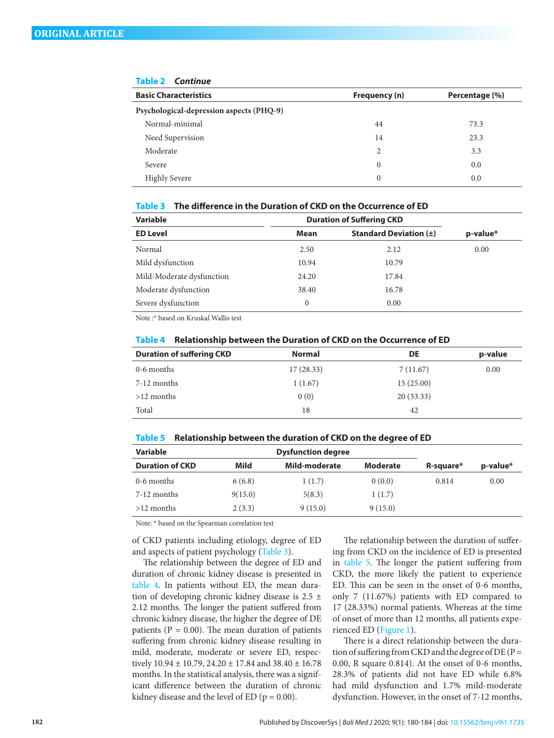**Table 2** ***Continue***

| Basic Characteristics | Frequency (n) | Percentage (%) |
|---|---|---|
| **Psychological-depression aspects (PHQ-9)** | | |
| Normal-minimal | 44 | 73.3 |
| Need Supervision | 14 | 23.3 |
| Moderate | 2 | 3.3 |
| Severe | 0 | 0.0 |
| Highly Severe | 0 | 0.0 |

**Table 3** **The difference in the Duration of CKD on the Occurrence of ED**

| Variable | Duration of Suffering CKD | | |
|---|---|---|---|
| ED Level | Mean | Standard Deviation (±) | p-value* |
| Normal | 2.50 | 2.12 | 0.00 |
| Mild dysfunction | 10.94 | 10.79 | |
| Mild-Moderate dysfunction | 24.20 | 17.84 | |
| Moderate dysfunction | 38.40 | 16.78 | |
| Severe dysfunction | 0 | 0.00 | |

Note :* based on Kruskal Wallis test

**Table 4** **Relationship between the Duration of CKD on the Occurrence of ED**

| Duration of suffering CKD | Normal | DE | p-value |
|---|---|---|---|
| 0-6 months | 17 (28.33) | 7 (11.67) | 0.00 |
| 7-12 months | 1 (1.67) | 15 (25.00) | |
| >12 months | 0 (0) | 20 (33.33) | |
| Total | 18 | 42 | |

**Table 5** **Relationship between the duration of CKD on the degree of ED**

| Variable | Dysfunction degree | | | | |
|---|---|---|---|---|---|
| Duration of CKD | Mild | Mild-moderate | Moderate | R-square* | p-value* |
| 0-6 months | 6 (6.8) | 1 (1.7) | 0 (0.0) | 0.814 | 0.00 |
| 7-12 months | 9(15.0) | 5(8.3) | 1 (1.7) | | |
| >12 months | 2 (3.3) | 9 (15.0) | 9 (15.0) | | |

Note: * based on the Spearman correlation test

of CKD patients including etiology, degree of ED and aspects of patient psychology (Table 3).

The relationship between the degree of ED and duration of chronic kidney disease is presented in table 4. In patients without ED, the mean duration of developing chronic kidney disease is 2.5 ± 2.12 months. The longer the patient suffered from chronic kidney disease, the higher the degree of DE patients (P = 0.00). The mean duration of patients suffering from chronic kidney disease resulting in mild, moderate, moderate or severe ED, respectively 10.94 ± 10.79, 24.20 ± 17.84 and 38.40 ± 16.78 months. In the statistical analysis, there was a significant difference between the duration of chronic kidney disease and the level of ED (p = 0.00).

The relationship between the duration of suffering from CKD on the incidence of ED is presented in table 5. The longer the patient suffering from CKD, the more likely the patient to experience ED. This can be seen in the onset of 0-6 months, only 7 (11.67%) patients with ED compared to 17 (28.33%) normal patients. Whereas at the time of onset of more than 12 months, all patients experienced ED (Figure 1).

There is a direct relationship between the duration of suffering from CKD and the degree of DE (P = 0.00, R square 0.814). At the onset of 0-6 months, 28.3% of patients did not have ED while 6.8% had mild dysfunction and 1.7% mild-moderate dysfunction. However, in the onset of 7-12 months,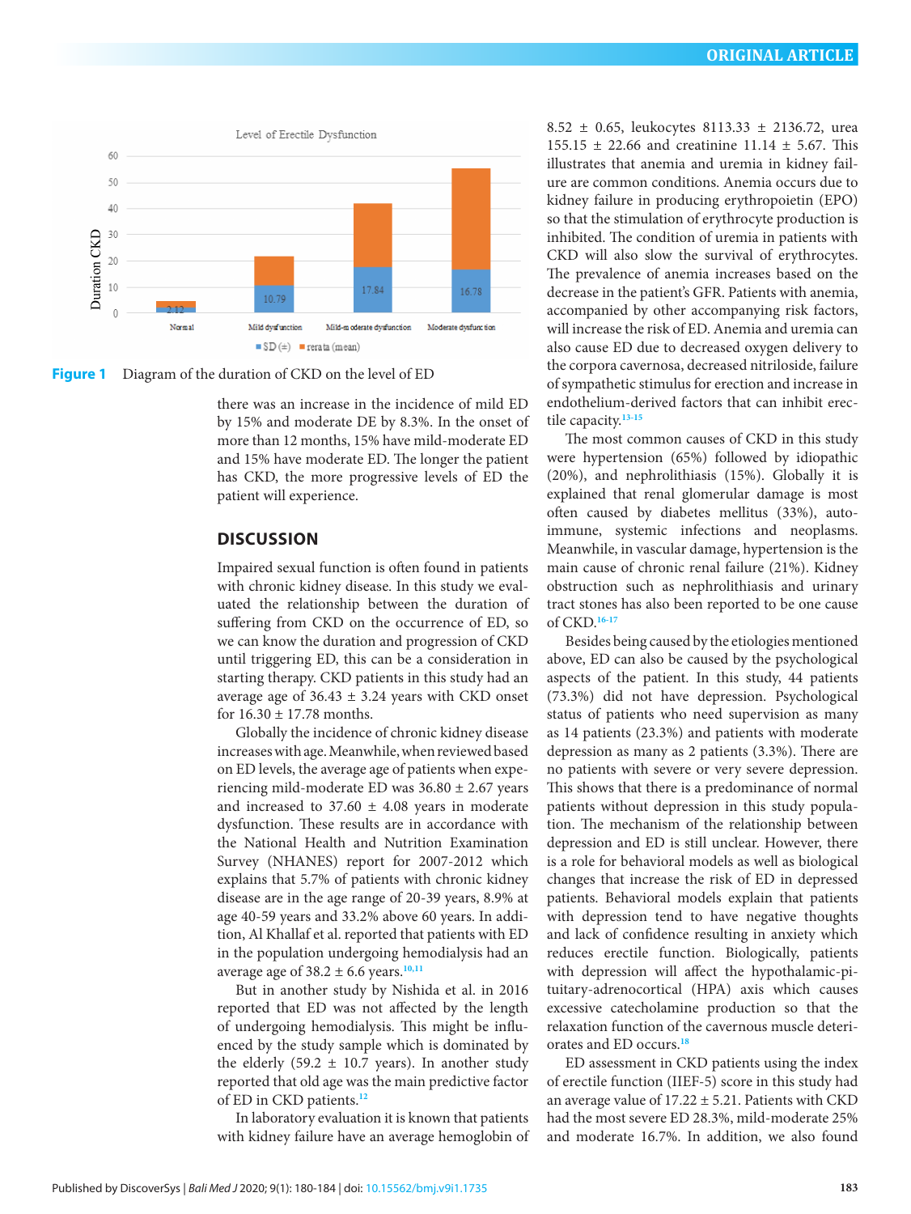Figure 1 Diagram of the duration of CKD on the level of ED

there was an increase in the incidence of mild ED by 15% and moderate DE by 8.3%. In the onset of more than 12 months, 15% have mild-moderate ED and 15% have moderate ED. The longer the patient has CKD, the more progressive levels of ED the patient will experience.

## DISCUSSION

Impaired sexual function is often found in patients with chronic kidney disease. In this study we evaluated the relationship between the duration of suffering from CKD on the occurrence of ED, so we can know the duration and progression of CKD until triggering ED, this can be a consideration in starting therapy. CKD patients in this study had an average age of 36.43 ± 3.24 years with CKD onset for 16.30 ± 17.78 months.

Globally the incidence of chronic kidney disease increases with age. Meanwhile, when reviewed based on ED levels, the average age of patients when experiencing mild-moderate ED was 36.80 ± 2.67 years and increased to 37.60 ± 4.08 years in moderate dysfunction. These results are in accordance with the National Health and Nutrition Examination Survey (NHANES) report for 2007-2012 which explains that 5.7% of patients with chronic kidney disease are in the age range of 20-39 years, 8.9% at age 40-59 years and 33.2% above 60 years. In addition, Al Khallaf et al. reported that patients with ED in the population undergoing hemodialysis had an average age of 38.2 ± 6.6 years.[10,11]

But in another study by Nishida et al. in 2016 reported that ED was not affected by the length of undergoing hemodialysis. This might be influenced by the study sample which is dominated by the elderly (59.2 ± 10.7 years). In another study reported that old age was the main predictive factor of ED in CKD patients.[12]

In laboratory evaluation it is known that patients with kidney failure have an average hemoglobin of 8.52 ± 0.65, leukocytes 8113.33 ± 2136.72, urea 155.15 ± 22.66 and creatinine 11.14 ± 5.67. This illustrates that anemia and uremia in kidney failure are common conditions. Anemia occurs due to kidney failure in producing erythropoietin (EPO) so that the stimulation of erythrocyte production is inhibited. The condition of uremia in patients with CKD will also slow the survival of erythrocytes. The prevalence of anemia increases based on the decrease in the patient's GFR. Patients with anemia, accompanied by other accompanying risk factors, will increase the risk of ED. Anemia and uremia can also cause ED due to decreased oxygen delivery to the corpora cavernosa, decreased nitriloside, failure of sympathetic stimulus for erection and increase in endothelium-derived factors that can inhibit erectile capacity.[13-15]

The most common causes of CKD in this study were hypertension (65%) followed by idiopathic (20%), and nephrolithiasis (15%). Globally it is explained that renal glomerular damage is most often caused by diabetes mellitus (33%), autoimmune, systemic infections and neoplasms. Meanwhile, in vascular damage, hypertension is the main cause of chronic renal failure (21%). Kidney obstruction such as nephrolithiasis and urinary tract stones has also been reported to be one cause of CKD.[16-17]

Besides being caused by the etiologies mentioned above, ED can also be caused by the psychological aspects of the patient. In this study, 44 patients (73.3%) did not have depression. Psychological status of patients who need supervision as many as 14 patients (23.3%) and patients with moderate depression as many as 2 patients (3.3%). There are no patients with severe or very severe depression. This shows that there is a predominance of normal patients without depression in this study population. The mechanism of the relationship between depression and ED is still unclear. However, there is a role for behavioral models as well as biological changes that increase the risk of ED in depressed patients. Behavioral models explain that patients with depression tend to have negative thoughts and lack of confidence resulting in anxiety which reduces erectile function. Biologically, patients with depression will affect the hypothalamic-pituitary-adrenocortical (HPA) axis which causes excessive catecholamine production so that the relaxation function of the cavernous muscle deteriorates and ED occurs.[18]

ED assessment in CKD patients using the index of erectile function (IIEF-5) score in this study had an average value of 17.22 ± 5.21. Patients with CKD had the most severe ED 28.3%, mild-moderate 25% and moderate 16.7%. In addition, we also found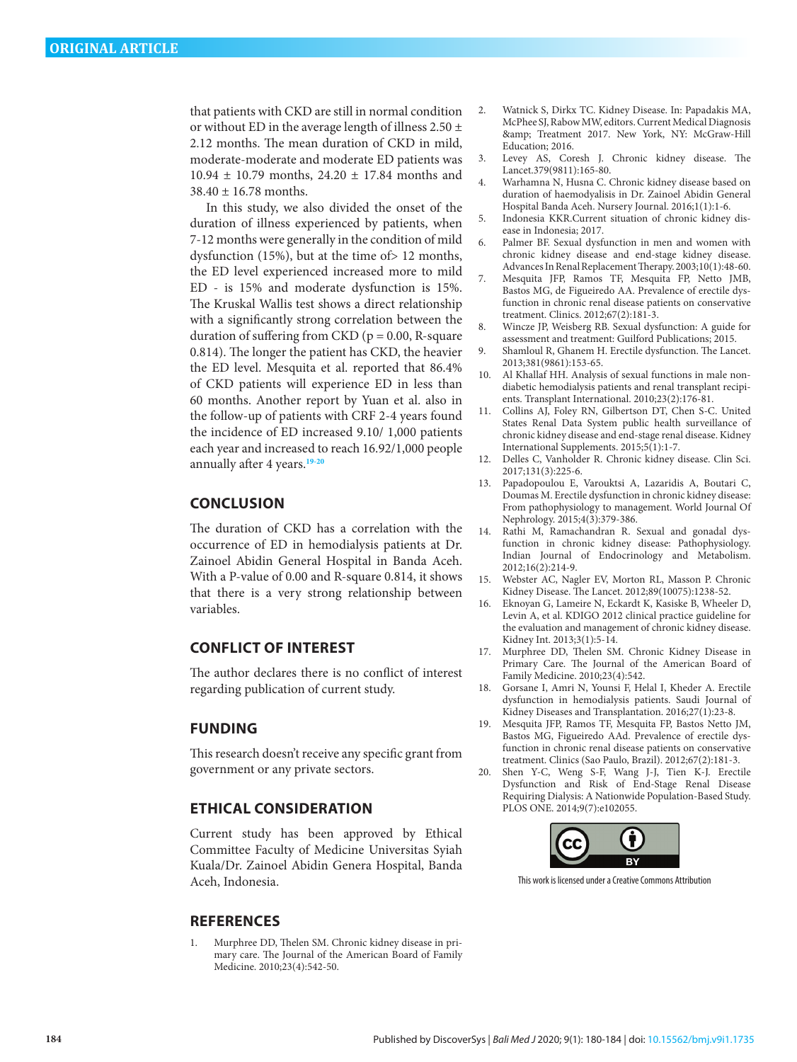that patients with CKD are still in normal condition or without ED in the average length of illness 2.50 ± 2.12 months. The mean duration of CKD in mild, moderate-moderate and moderate ED patients was 10.94 ± 10.79 months, 24.20 ± 17.84 months and 38.40 ± 16.78 months.

In this study, we also divided the onset of the duration of illness experienced by patients, when 7-12 months were generally in the condition of mild dysfunction (15%), but at the time of> 12 months, the ED level experienced increased more to mild ED - is 15% and moderate dysfunction is 15%. The Kruskal Wallis test shows a direct relationship with a significantly strong correlation between the duration of suffering from CKD ($p = 0.00$, R-square 0.814). The longer the patient has CKD, the heavier the ED level. Mesquita et al. reported that 86.4% of CKD patients will experience ED in less than 60 months. Another report by Yuan et al. also in the follow-up of patients with CRF 2-4 years found the incidence of ED increased 9.10/ 1,000 patients each year and increased to reach 16.92/1,000 people annually after 4 years.[19-20]

## CONCLUSION

The duration of CKD has a correlation with the occurrence of ED in hemodialysis patients at Dr. Zainoel Abidin General Hospital in Banda Aceh. With a P-value of 0.00 and R-square 0.814, it shows that there is a very strong relationship between variables.

## CONFLICT OF INTEREST

The author declares there is no conflict of interest regarding publication of current study.

## FUNDING

This research doesn't receive any specific grant from government or any private sectors.

## ETHICAL CONSIDERATION

Current study has been approved by Ethical Committee Faculty of Medicine Universitas Syiah Kuala/Dr. Zainoel Abidin Genera Hospital, Banda Aceh, Indonesia.

## REFERENCES

1. Murphree DD, Thelen SM. Chronic kidney disease in primary care. The Journal of the American Board of Family Medicine. 2010;23(4):542-50.
2. Watnick S, Dirkx TC. Kidney Disease. In: Papadakis MA, McPhee SJ, Rabow MW, editors. Current Medical Diagnosis &amp; Treatment 2017. New York, NY: McGraw-Hill Education; 2016.
3. Levey AS, Coresh J. Chronic kidney disease. The Lancet.379(9811):165-80.
4. Warhamna N, Husna C. Chronic kidney disease based on duration of haemodyalisis in Dr. Zainoel Abidin General Hospital Banda Aceh. Nursery Journal. 2016;1(1):1-6.
5. Indonesia KKR.Current situation of chronic kidney disease in Indonesia; 2017.
6. Palmer BF. Sexual dysfunction in men and women with chronic kidney disease and end-stage kidney disease. Advances In Renal Replacement Therapy. 2003;10(1):48-60.
7. Mesquita JFP, Ramos TF, Mesquita FP, Netto JMB, Bastos MG, de Figueiredo AA. Prevalence of erectile dysfunction in chronic renal disease patients on conservative treatment. Clinics. 2012;67(2):181-3.
8. Wincze JP, Weisberg RB. Sexual dysfunction: A guide for assessment and treatment: Guilford Publications; 2015.
9. Shamloul R, Ghanem H. Erectile dysfunction. The Lancet. 2013;381(9861):153-65.
10. Al Khallaf HH. Analysis of sexual functions in male non-diabetic hemodialysis patients and renal transplant recipients. Transplant International. 2010;23(2):176-81.
11. Collins AJ, Foley RN, Gilbertson DT, Chen S-C. United States Renal Data System public health surveillance of chronic kidney disease and end-stage renal disease. Kidney International Supplements. 2015;5(1):1-7.
12. Delles C, Vanholder R. Chronic kidney disease. Clin Sci. 2017;131(3):225-6.
13. Papadopoulou E, Varouktsi A, Lazaridis A, Boutari C, Doumas M. Erectile dysfunction in chronic kidney disease: From pathophysiology to management. World Journal Of Nephrology. 2015;4(3):379-386.
14. Rathi M, Ramachandran R. Sexual and gonadal dysfunction in chronic kidney disease: Pathophysiology. Indian Journal of Endocrinology and Metabolism. 2012;16(2):214-9.
15. Webster AC, Nagler EV, Morton RL, Masson P. Chronic Kidney Disease. The Lancet. 2012;89(10075):1238-52.
16. Eknoyan G, Lameire N, Eckardt K, Kasiske B, Wheeler D, Levin A, et al. KDIGO 2012 clinical practice guideline for the evaluation and management of chronic kidney disease. Kidney Int. 2013;3(1):5-14.
17. Murphree DD, Thelen SM. Chronic Kidney Disease in Primary Care. The Journal of the American Board of Family Medicine. 2010;23(4):542.
18. Gorsane I, Amri N, Younsi F, Helal I, Kheder A. Erectile dysfunction in hemodialysis patients. Saudi Journal of Kidney Diseases and Transplantation. 2016;27(1):23-8.
19. Mesquita JFP, Ramos TF, Mesquita FP, Bastos Netto JM, Bastos MG, Figueiredo AAd. Prevalence of erectile dysfunction in chronic renal disease patients on conservative treatment. Clinics (Sao Paulo, Brazil). 2012;67(2):181-3.
20. Shen Y-C, Weng S-F, Wang J-J, Tien K-J. Erectile Dysfunction and Risk of End-Stage Renal Disease Requiring Dialysis: A Nationwide Population-Based Study. PLOS ONE. 2014;9(7):e102055.

This work is licensed under a Creative Commons Attribution